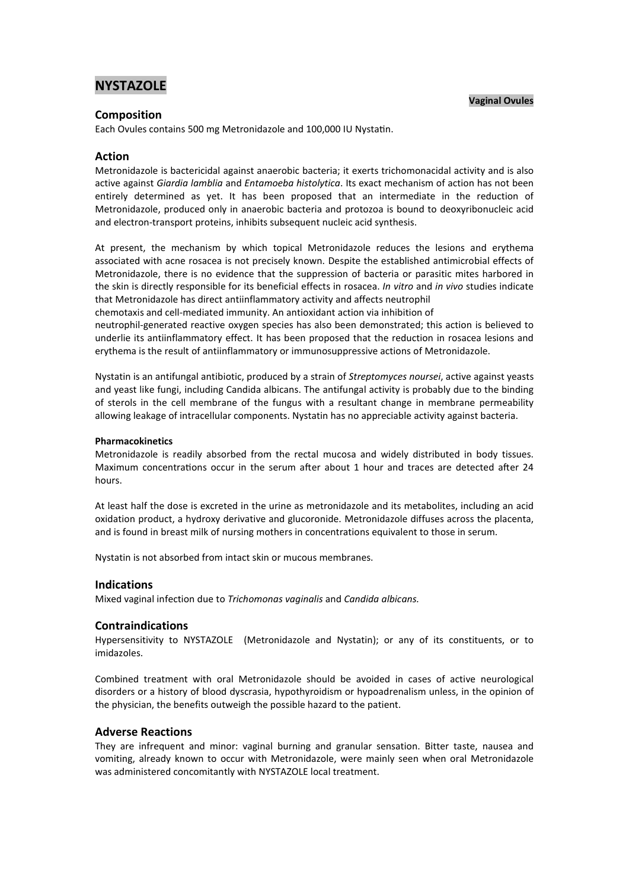# NYSTAZOLE

**Vaginal Ovules**

## Composition

Each Ovules contains 500 mg Metronidazole and 100,000 IU Nystatin.

## Action

Metronidazole is bactericidal against anaerobic bacteria; it exerts trichomonacidal activity and is also active against *Giardia lamblia* and *Entamoeba histolytica*. Its exact mechanism of action has not been entirely determined as yet. It has been proposed that an intermediate in the reduction of Metronidazole, produced only in anaerobic bacteria and protozoa is bound to deoxyribonucleic acid and electron-transport proteins, inhibits subsequent nucleic acid synthesis.

At present, the mechanism by which topical Metronidazole reduces the lesions and erythema associated with acne rosacea is not precisely known. Despite the established antimicrobial effects of Metronidazole, there is no evidence that the suppression of bacteria or parasitic mites harbored in the skin is directly responsible for its beneficial effects in rosacea. *In vitro* and *in vivo* studies indicate that Metronidazole has direct antiinflammatory activity and affects neutrophil chemotaxis and cell-mediated immunity. An antioxidant action via inhibition of neutrophil-generated reactive oxygen species has also been demonstrated; this action is believed to underlie its antiinflammatory effect. It has been proposed that the reduction in rosacea lesions and erythema is the result of antiinflammatory or immunosuppressive actions of Metronidazole.

Nystatin is an antifungal antibiotic, produced by a strain of *Streptomyces noursei*, active against yeasts and yeast like fungi, including Candida albicans. The antifungal activity is probably due to the binding of sterols in the cell membrane of the fungus with a resultant change in membrane permeability allowing leakage of intracellular components. Nystatin has no appreciable activity against bacteria.

#### Pharmacokinetics

Metronidazole is readily absorbed from the rectal mucosa and widely distributed in body tissues. Maximum concentrations occur in the serum after about 1 hour and traces are detected after 24 hours.

At least half the dose is excreted in the urine as metronidazole and its metabolites, including an acid oxidation product, a hydroxy derivative and glucoronide. Metronidazole diffuses across the placenta, and is found in breast milk of nursing mothers in concentrations equivalent to those in serum.

Nystatin is not absorbed from intact skin or mucous membranes.

## Indications

Mixed vaginal infection due to *Trichomonas vaginalis* and *Candida albicans.*

## Contraindications

Hypersensitivity to NYSTAZOLE (Metronidazole and Nystatin); or any of its constituents, or to imidazoles.

Combined treatment with oral Metronidazole should be avoided in cases of active neurological disorders or a history of blood dyscrasia, hypothyroidism or hypoadrenalism unless, in the opinion of the physician, the benefits outweigh the possible hazard to the patient.

## Adverse Reactions

They are infrequent and minor: vaginal burning and granular sensation. Bitter taste, nausea and vomiting, already known to occur with Metronidazole, were mainly seen when oral Metronidazole was administered concomitantly with NYSTAZOLE local treatment.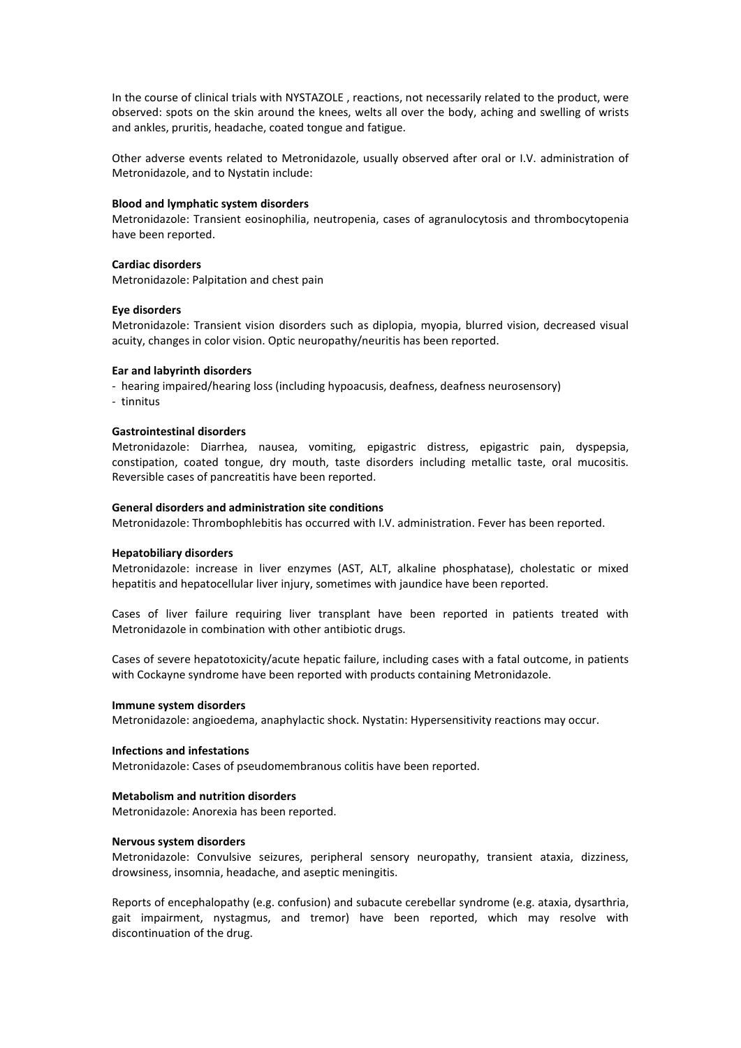In the course of clinical trials with NYSTAZOLE , reactions, not necessarily related to the product, were observed: spots on the skin around the knees, welts all over the body, aching and swelling of wrists and ankles, pruritis, headache, coated tongue and fatigue.

Other adverse events related to Metronidazole, usually observed after oral or I.V. administration of Metronidazole, and to Nystatin include:

**Blood and lymphatic system disorders**
Metronidazole: Transient eosinophilia, neutropenia, cases of agranulocytosis and thrombocytopenia have been reported.

**Cardiac disorders**
Metronidazole: Palpitation and chest pain

**Eye disorders**
Metronidazole: Transient vision disorders such as diplopia, myopia, blurred vision, decreased visual acuity, changes in color vision. Optic neuropathy/neuritis has been reported.

**Ear and labyrinth disorders**
- hearing impaired/hearing loss (including hypoacusis, deafness, deafness neurosensory)
- tinnitus

**Gastrointestinal disorders**
Metronidazole: Diarrhea, nausea, vomiting, epigastric distress, epigastric pain, dyspepsia, constipation, coated tongue, dry mouth, taste disorders including metallic taste, oral mucositis. Reversible cases of pancreatitis have been reported.

**General disorders and administration site conditions**
Metronidazole: Thrombophlebitis has occurred with I.V. administration. Fever has been reported.

**Hepatobiliary disorders**
Metronidazole: increase in liver enzymes (AST, ALT, alkaline phosphatase), cholestatic or mixed hepatitis and hepatocellular liver injury, sometimes with jaundice have been reported.

Cases of liver failure requiring liver transplant have been reported in patients treated with Metronidazole in combination with other antibiotic drugs.

Cases of severe hepatotoxicity/acute hepatic failure, including cases with a fatal outcome, in patients with Cockayne syndrome have been reported with products containing Metronidazole.

**Immune system disorders**
Metronidazole: angioedema, anaphylactic shock. Nystatin: Hypersensitivity reactions may occur.

**Infections and infestations**
Metronidazole: Cases of pseudomembranous colitis have been reported.

**Metabolism and nutrition disorders**
Metronidazole: Anorexia has been reported.

**Nervous system disorders**
Metronidazole: Convulsive seizures, peripheral sensory neuropathy, transient ataxia, dizziness, drowsiness, insomnia, headache, and aseptic meningitis.

Reports of encephalopathy (e.g. confusion) and subacute cerebellar syndrome (e.g. ataxia, dysarthria, gait impairment, nystagmus, and tremor) have been reported, which may resolve with discontinuation of the drug.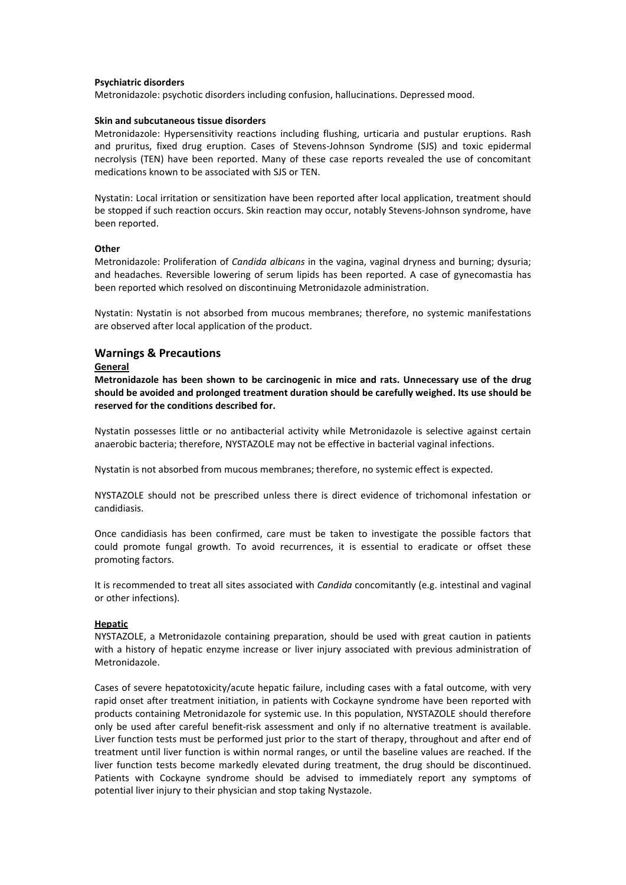**Psychiatric disorders**

Metronidazole: psychotic disorders including confusion, hallucinations. Depressed mood.

**Skin and subcutaneous tissue disorders**

Metronidazole: Hypersensitivity reactions including flushing, urticaria and pustular eruptions. Rash and pruritus, fixed drug eruption. Cases of Stevens-Johnson Syndrome (SJS) and toxic epidermal necrolysis (TEN) have been reported. Many of these case reports revealed the use of concomitant medications known to be associated with SJS or TEN.

Nystatin: Local irritation or sensitization have been reported after local application, treatment should be stopped if such reaction occurs. Skin reaction may occur, notably Stevens-Johnson syndrome, have been reported.

**Other**

Metronidazole: Proliferation of *Candida albicans* in the vagina, vaginal dryness and burning; dysuria; and headaches. Reversible lowering of serum lipids has been reported. A case of gynecomastia has been reported which resolved on discontinuing Metronidazole administration.

Nystatin: Nystatin is not absorbed from mucous membranes; therefore, no systemic manifestations are observed after local application of the product.

## Warnings & Precautions

**General**

**Metronidazole has been shown to be carcinogenic in mice and rats. Unnecessary use of the drug should be avoided and prolonged treatment duration should be carefully weighed. Its use should be reserved for the conditions described for.**

Nystatin possesses little or no antibacterial activity while Metronidazole is selective against certain anaerobic bacteria; therefore, NYSTAZOLE may not be effective in bacterial vaginal infections.

Nystatin is not absorbed from mucous membranes; therefore, no systemic effect is expected.

NYSTAZOLE should not be prescribed unless there is direct evidence of trichomonal infestation or candidiasis.

Once candidiasis has been confirmed, care must be taken to investigate the possible factors that could promote fungal growth. To avoid recurrences, it is essential to eradicate or offset these promoting factors.

It is recommended to treat all sites associated with *Candida* concomitantly (e.g. intestinal and vaginal or other infections).

**Hepatic**

NYSTAZOLE, a Metronidazole containing preparation, should be used with great caution in patients with a history of hepatic enzyme increase or liver injury associated with previous administration of Metronidazole.

Cases of severe hepatotoxicity/acute hepatic failure, including cases with a fatal outcome, with very rapid onset after treatment initiation, in patients with Cockayne syndrome have been reported with products containing Metronidazole for systemic use. In this population, NYSTAZOLE should therefore only be used after careful benefit-risk assessment and only if no alternative treatment is available. Liver function tests must be performed just prior to the start of therapy, throughout and after end of treatment until liver function is within normal ranges, or until the baseline values are reached. If the liver function tests become markedly elevated during treatment, the drug should be discontinued. Patients with Cockayne syndrome should be advised to immediately report any symptoms of potential liver injury to their physician and stop taking Nystazole.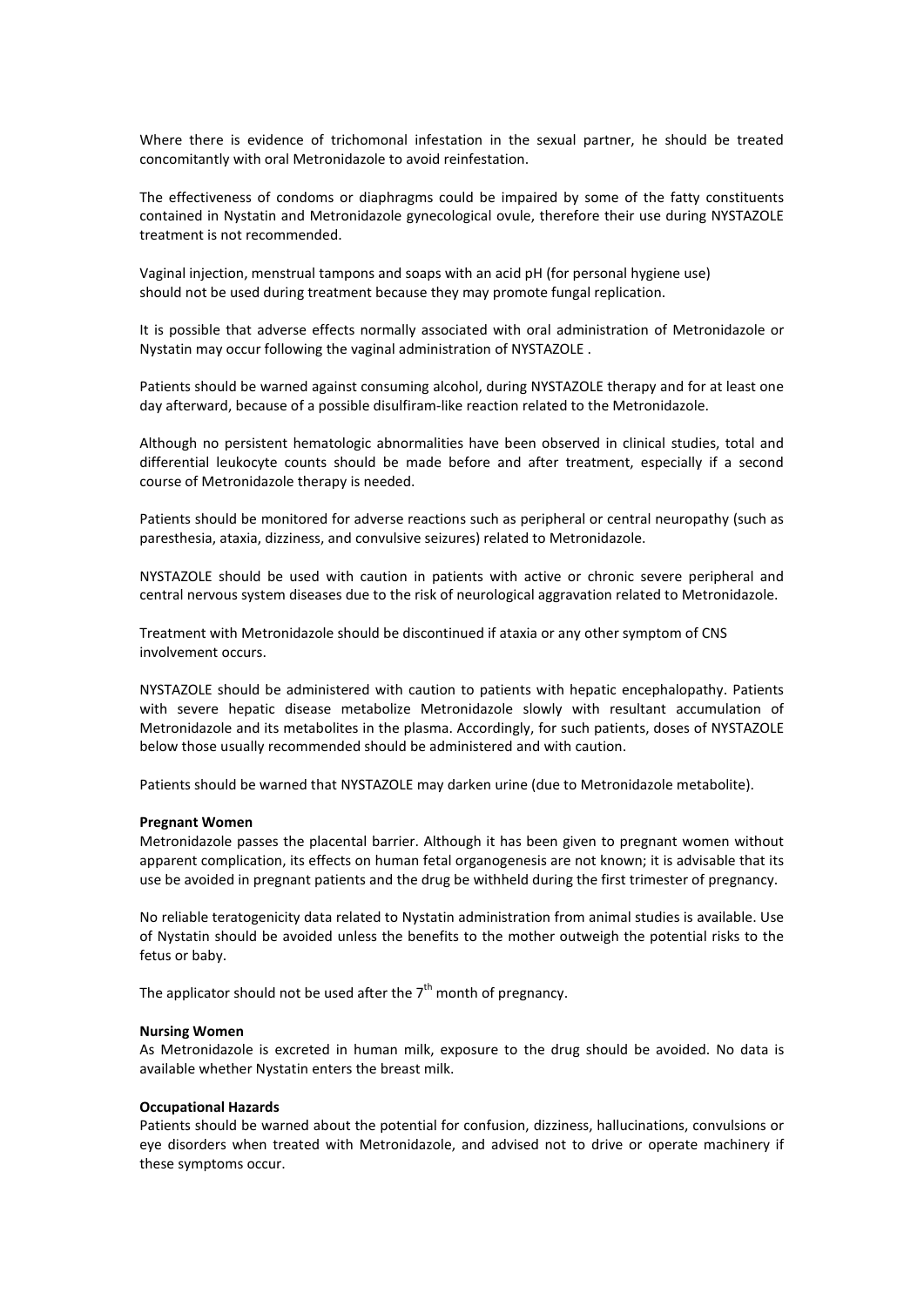Where there is evidence of trichomonal infestation in the sexual partner, he should be treated concomitantly with oral Metronidazole to avoid reinfestation.

The effectiveness of condoms or diaphragms could be impaired by some of the fatty constituents contained in Nystatin and Metronidazole gynecological ovule, therefore their use during NYSTAZOLE treatment is not recommended.

Vaginal injection, menstrual tampons and soaps with an acid pH (for personal hygiene use) should not be used during treatment because they may promote fungal replication.

It is possible that adverse effects normally associated with oral administration of Metronidazole or Nystatin may occur following the vaginal administration of NYSTAZOLE .

Patients should be warned against consuming alcohol, during NYSTAZOLE therapy and for at least one day afterward, because of a possible disulfiram-like reaction related to the Metronidazole.

Although no persistent hematologic abnormalities have been observed in clinical studies, total and differential leukocyte counts should be made before and after treatment, especially if a second course of Metronidazole therapy is needed.

Patients should be monitored for adverse reactions such as peripheral or central neuropathy (such as paresthesia, ataxia, dizziness, and convulsive seizures) related to Metronidazole.

NYSTAZOLE should be used with caution in patients with active or chronic severe peripheral and central nervous system diseases due to the risk of neurological aggravation related to Metronidazole.

Treatment with Metronidazole should be discontinued if ataxia or any other symptom of CNS involvement occurs.

NYSTAZOLE should be administered with caution to patients with hepatic encephalopathy. Patients with severe hepatic disease metabolize Metronidazole slowly with resultant accumulation of Metronidazole and its metabolites in the plasma. Accordingly, for such patients, doses of NYSTAZOLE below those usually recommended should be administered and with caution.

Patients should be warned that NYSTAZOLE may darken urine (due to Metronidazole metabolite).

**Pregnant Women**

Metronidazole passes the placental barrier. Although it has been given to pregnant women without apparent complication, its effects on human fetal organogenesis are not known; it is advisable that its use be avoided in pregnant patients and the drug be withheld during the first trimester of pregnancy.

No reliable teratogenicity data related to Nystatin administration from animal studies is available. Use of Nystatin should be avoided unless the benefits to the mother outweigh the potential risks to the fetus or baby.

The applicator should not be used after the 7$^{th}$ month of pregnancy.

**Nursing Women**

As Metronidazole is excreted in human milk, exposure to the drug should be avoided. No data is available whether Nystatin enters the breast milk.

**Occupational Hazards**

Patients should be warned about the potential for confusion, dizziness, hallucinations, convulsions or eye disorders when treated with Metronidazole, and advised not to drive or operate machinery if these symptoms occur.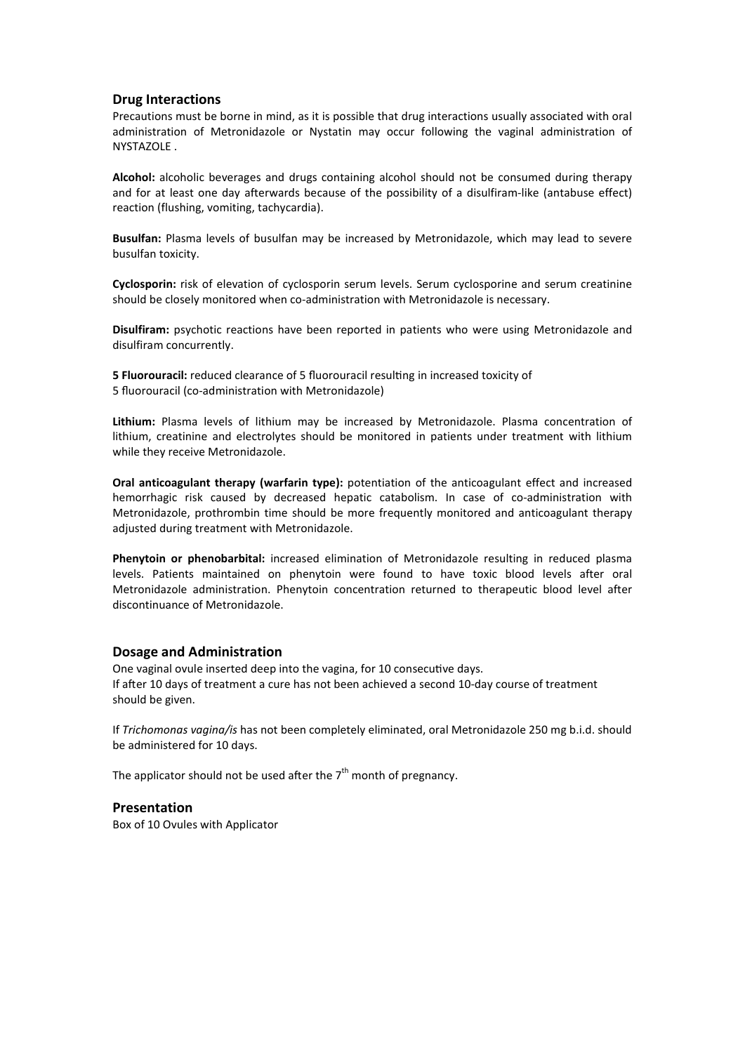## Drug Interactions

Precautions must be borne in mind, as it is possible that drug interactions usually associated with oral administration of Metronidazole or Nystatin may occur following the vaginal administration of NYSTAZOLE .

**Alcohol:** alcoholic beverages and drugs containing alcohol should not be consumed during therapy and for at least one day afterwards because of the possibility of a disulfiram-like (antabuse effect) reaction (flushing, vomiting, tachycardia).

**Busulfan:** Plasma levels of busulfan may be increased by Metronidazole, which may lead to severe busulfan toxicity.

**Cyclosporin:** risk of elevation of cyclosporin serum levels. Serum cyclosporine and serum creatinine should be closely monitored when co-administration with Metronidazole is necessary.

**Disulfiram:** psychotic reactions have been reported in patients who were using Metronidazole and disulfiram concurrently.

**5 Fluorouracil:** reduced clearance of 5 fluorouracil resulting in increased toxicity of 5 fluorouracil (co-administration with Metronidazole)

**Lithium:** Plasma levels of lithium may be increased by Metronidazole. Plasma concentration of lithium, creatinine and electrolytes should be monitored in patients under treatment with lithium while they receive Metronidazole.

**Oral anticoagulant therapy (warfarin type):** potentiation of the anticoagulant effect and increased hemorrhagic risk caused by decreased hepatic catabolism. In case of co-administration with Metronidazole, prothrombin time should be more frequently monitored and anticoagulant therapy adjusted during treatment with Metronidazole.

**Phenytoin or phenobarbital:** increased elimination of Metronidazole resulting in reduced plasma levels. Patients maintained on phenytoin were found to have toxic blood levels after oral Metronidazole administration. Phenytoin concentration returned to therapeutic blood level after discontinuance of Metronidazole.

## Dosage and Administration

One vaginal ovule inserted deep into the vagina, for 10 consecutive days.
If after 10 days of treatment a cure has not been achieved a second 10-day course of treatment should be given.

If *Trichomonas vagina/is* has not been completely eliminated, oral Metronidazole 250 mg b.i.d. should be administered for 10 days.

The applicator should not be used after the 7th month of pregnancy.

## Presentation

Box of 10 Ovules with Applicator